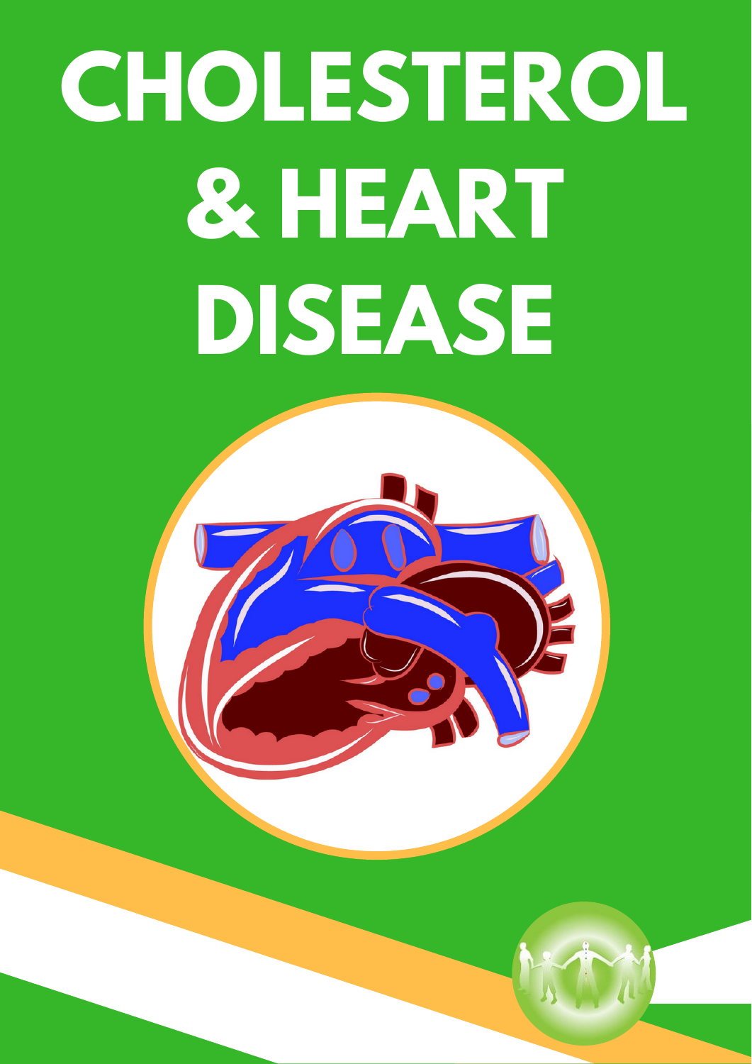# CHOLESTEROL & HEART DISEASE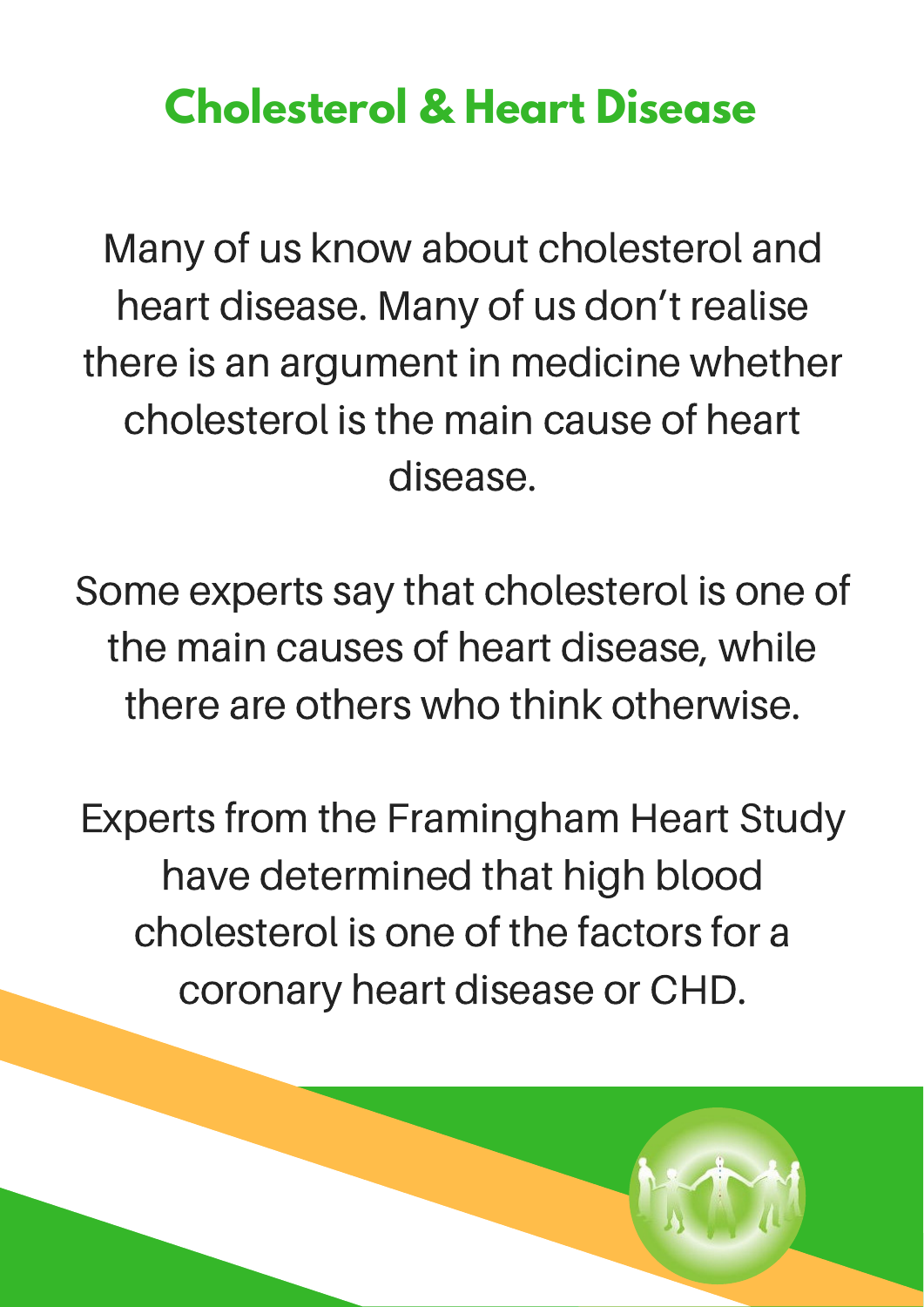## Cholesterol & Heart Disease

Many of us know about cholesterol and heart disease. Many of us don't realise there is an argument in medicine whether cholesterol is the main cause of heart disease.

Some experts say that cholesterol is one of the main causes of heart disease, while there are others who think otherwise.

Experts from the Framingham Heart Study have determined that high blood cholesterol is one of the factors for a coronary heart disease or CHD.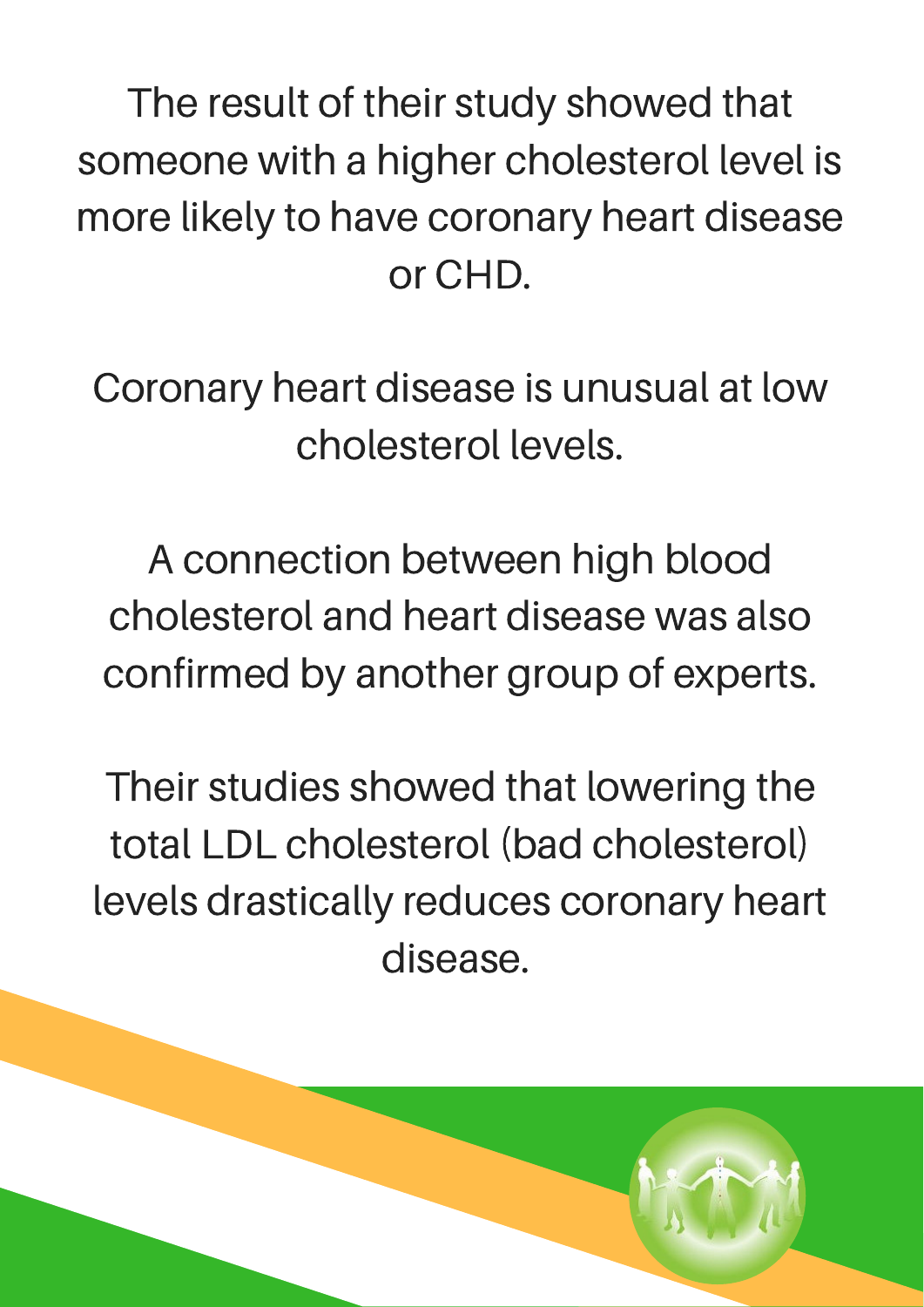The result of their study showed that someone with a higher cholesterol level is more likely to have coronary heart disease or CHD.

Coronary heart disease is unusual at low cholesterol levels.

A connection between high blood cholesterol and heart disease was also confirmed by another group of experts.

Their studies showed that lowering the total LDL cholesterol (bad cholesterol) levels drastically reduces coronary heart disease.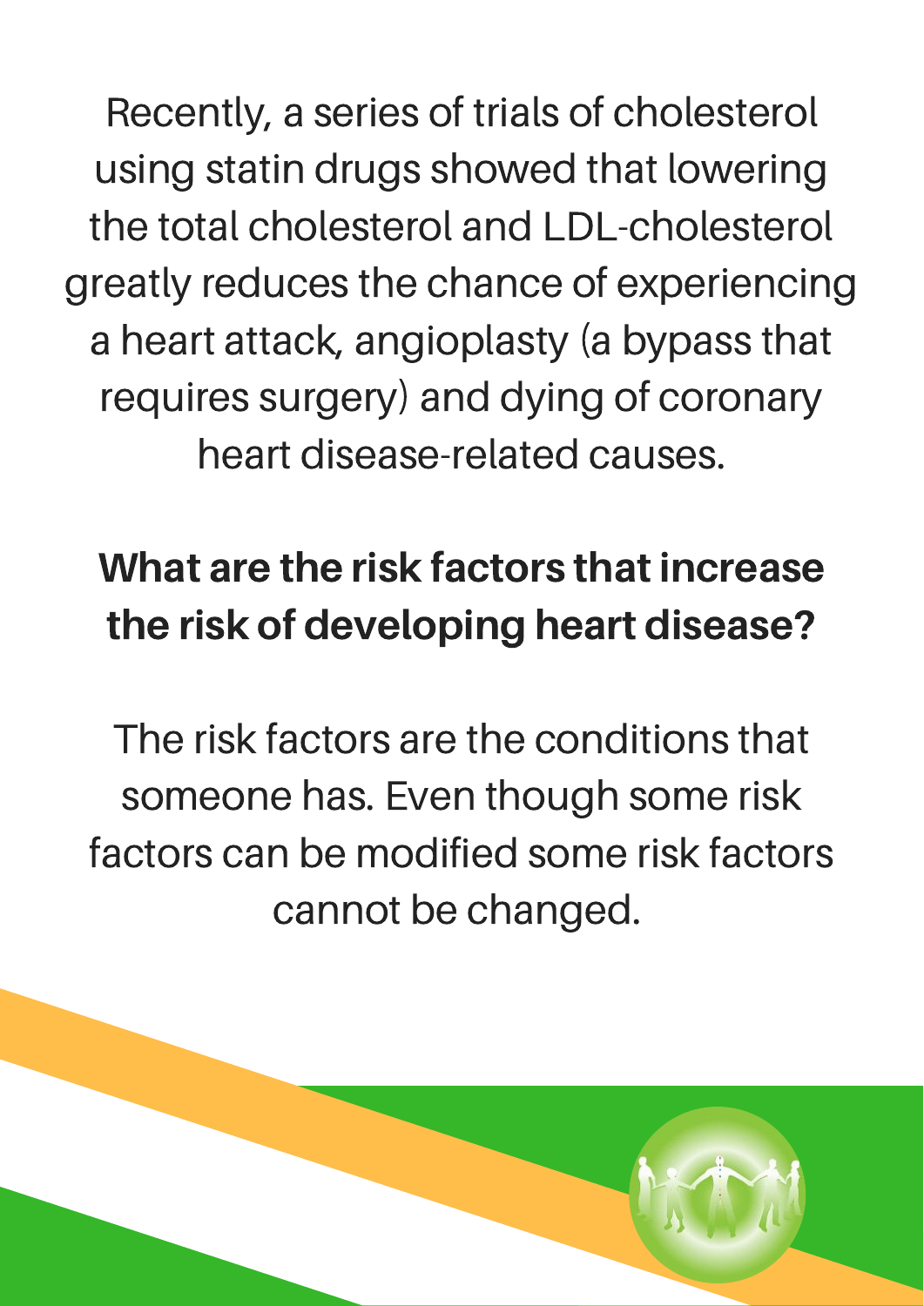Recently, a series of trials of cholesterol using statin drugs showed that lowering the total cholesterol and LDL-cholesterol greatly reduces the chance of experiencing a heart attack, angioplasty (a bypass that requires surgery) and dying of coronary heart disease-related causes.

## What are the risk factors that increase the risk of developing heart disease?

The risk factors are the conditions that someone has. Even though some risk factors can be modified some risk factors cannot be changed.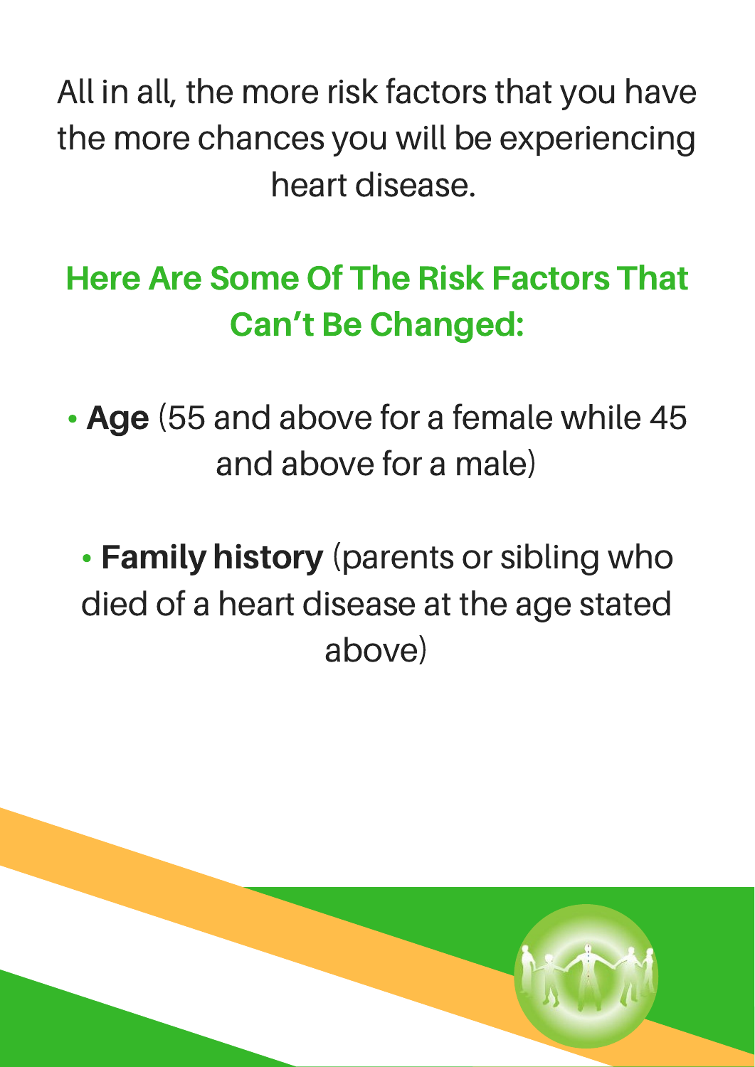All in all, the more risk factors that you have the more chances you will be experiencing heart disease.

## Here Are Some Of The Risk Factors That Can't Be Changed:

- **Age** (55 and above for a female while 45 and above for a male)
- **Family history** (parents or sibling who died of a heart disease at the age stated above)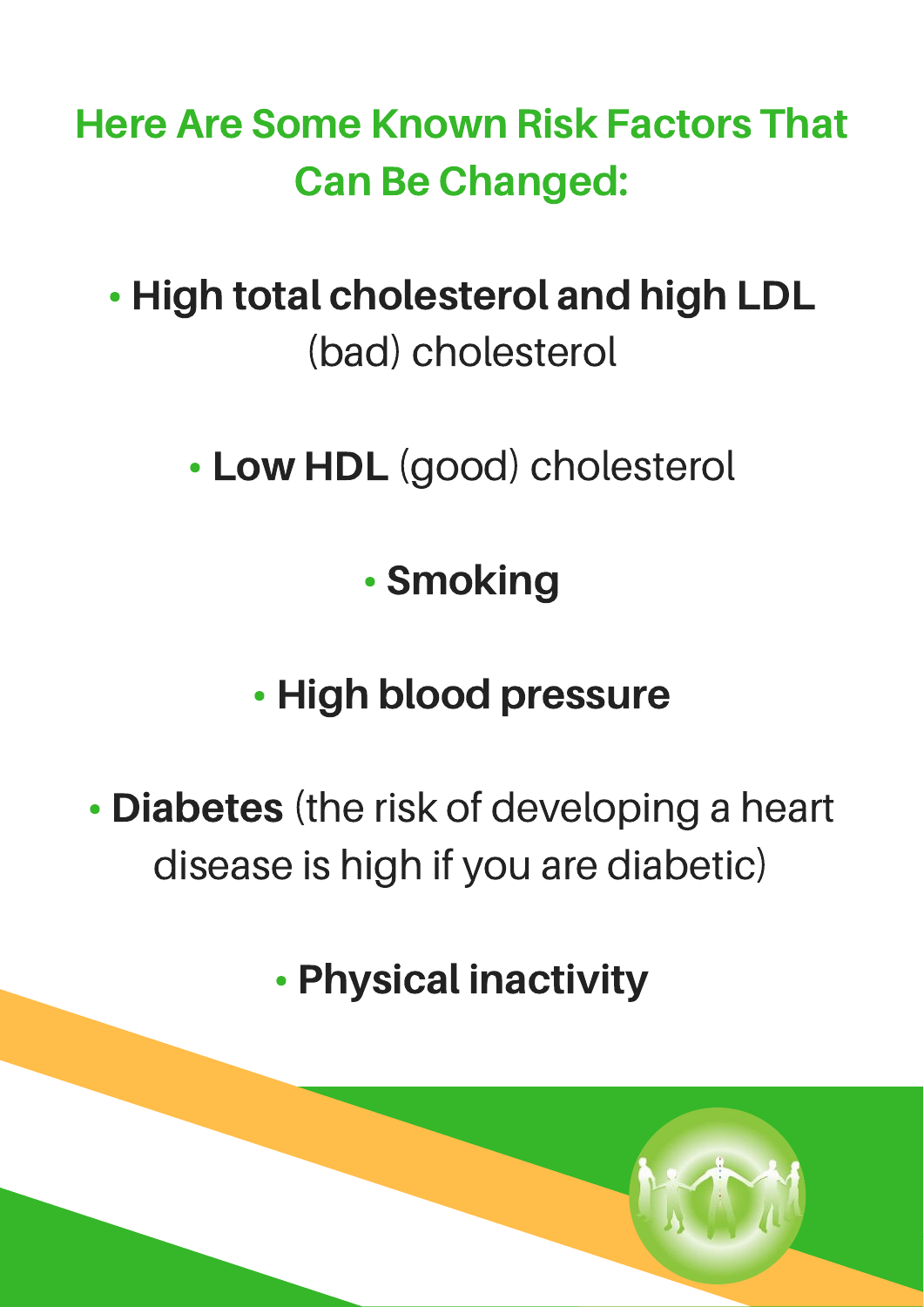## Here Are Some Known Risk Factors That Can Be Changed:

- **High total cholesterol and high LDL** (bad) cholesterol
- **Low HDL** (good) cholesterol
- **Smoking**
- **High blood pressure**
- **Diabetes** (the risk of developing a heart disease is high if you are diabetic)
- **Physical inactivity**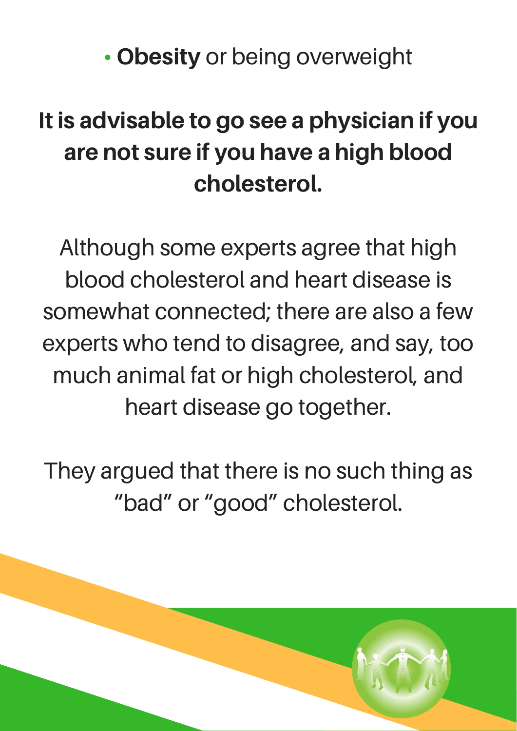- **Obesity** or being overweight

**It is advisable to go see a physician if you are not sure if you have a high blood cholesterol.**

Although some experts agree that high blood cholesterol and heart disease is somewhat connected; there are also a few experts who tend to disagree, and say, too much animal fat or high cholesterol, and heart disease go together.

They argued that there is no such thing as "bad" or "good" cholesterol.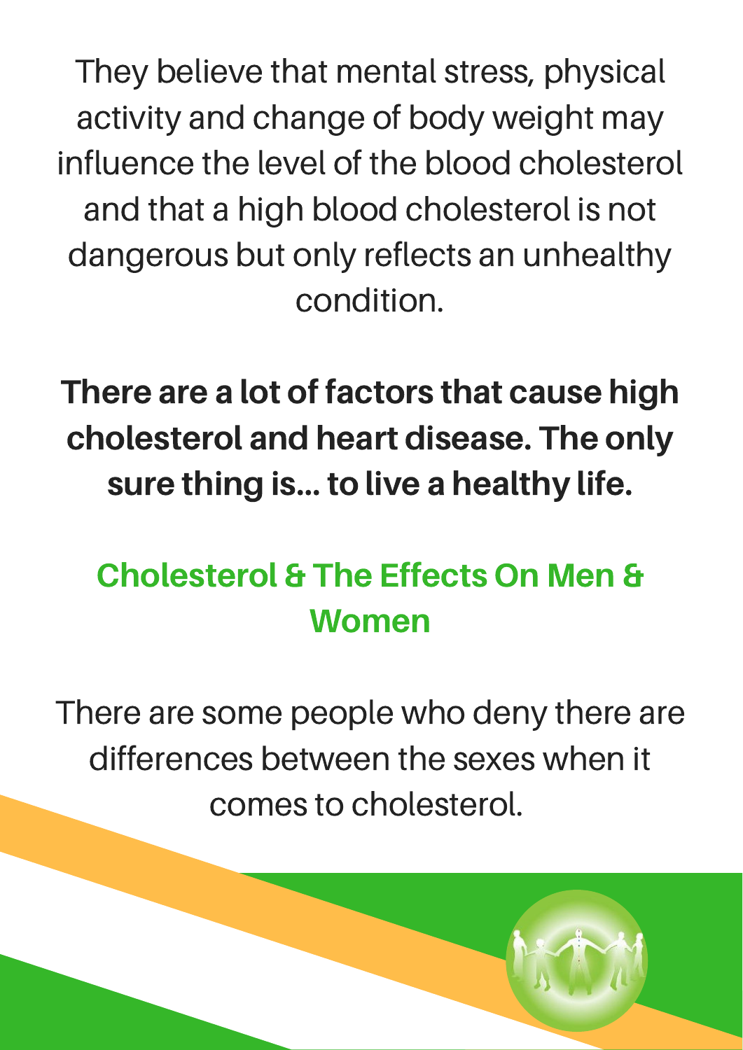They believe that mental stress, physical activity and change of body weight may influence the level of the blood cholesterol and that a high blood cholesterol is not dangerous but only reflects an unhealthy condition.

**There are a lot of factors that cause high cholesterol and heart disease. The only sure thing is... to live a healthy life.**

## Cholesterol & The Effects On Men & Women

There are some people who deny there are differences between the sexes when it comes to cholesterol.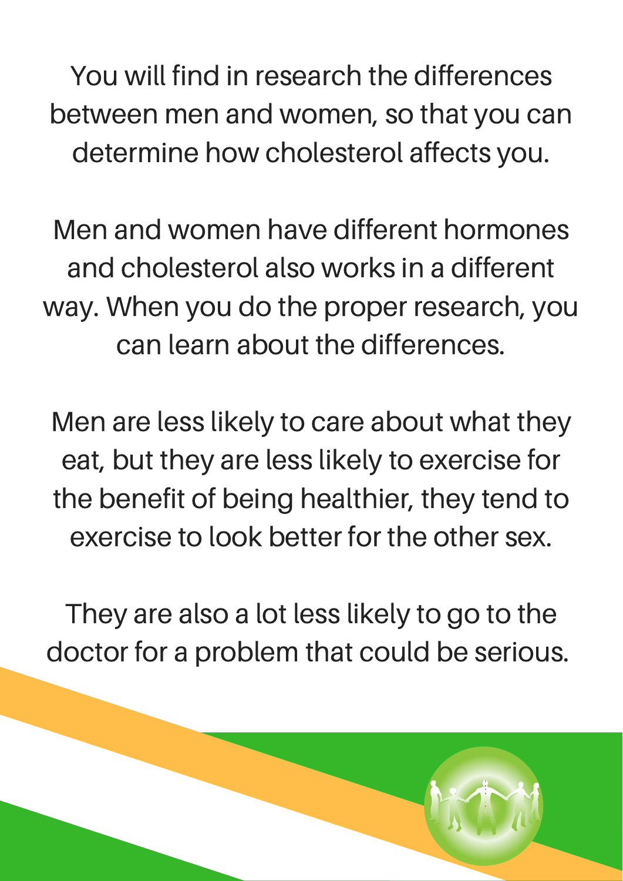You will find in research the differences between men and women, so that you can determine how cholesterol affects you.

Men and women have different hormones and cholesterol also works in a different way. When you do the proper research, you can learn about the differences.

Men are less likely to care about what they eat, but they are less likely to exercise for the benefit of being healthier, they tend to exercise to look better for the other sex.

They are also a lot less likely to go to the doctor for a problem that could be serious.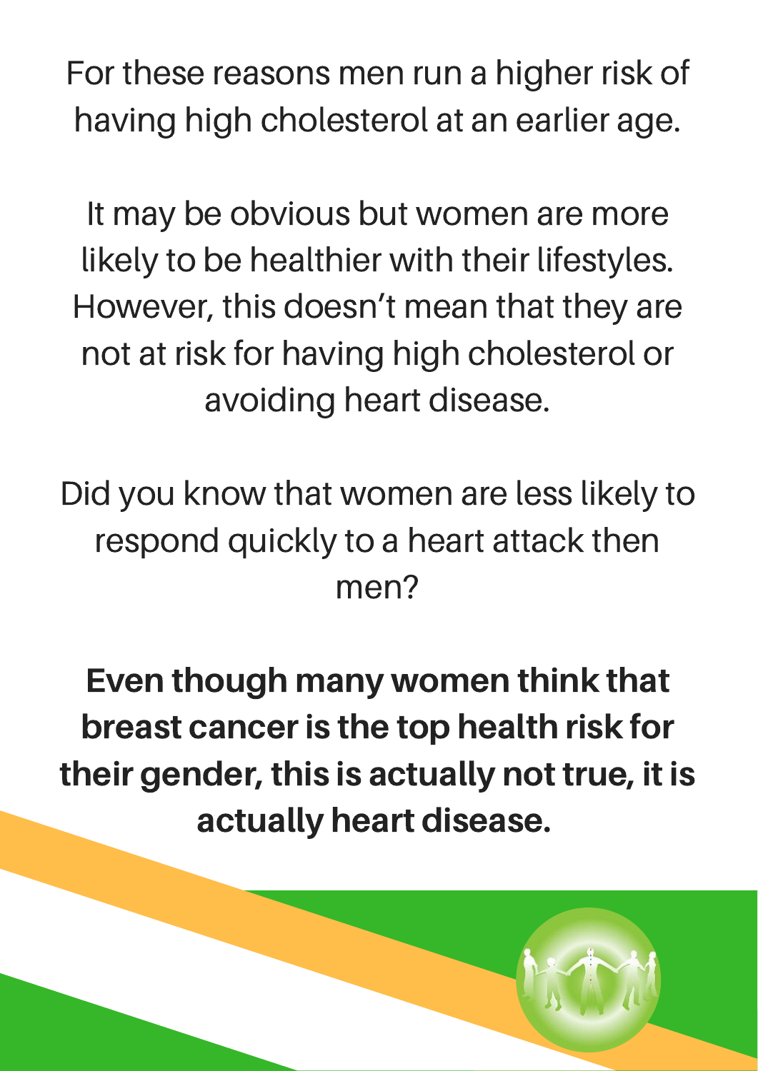For these reasons men run a higher risk of having high cholesterol at an earlier age.

It may be obvious but women are more likely to be healthier with their lifestyles. However, this doesn't mean that they are not at risk for having high cholesterol or avoiding heart disease.

Did you know that women are less likely to respond quickly to a heart attack then men?

**Even though many women think that breast cancer is the top health risk for their gender, this is actually not true, it is actually heart disease.**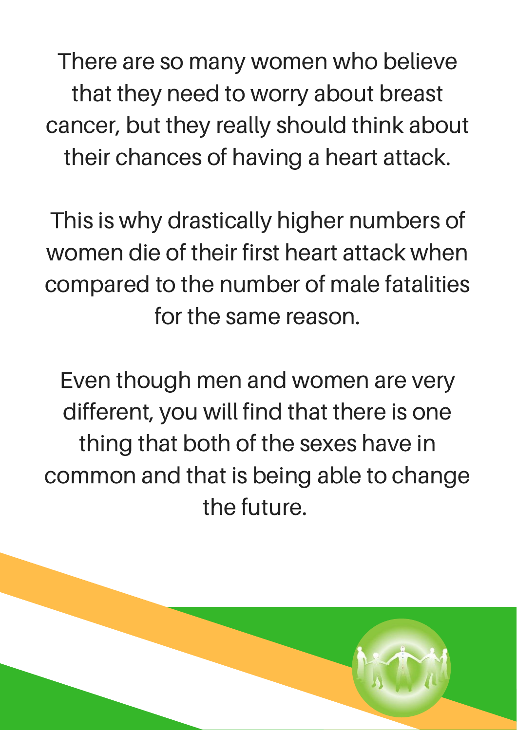There are so many women who believe that they need to worry about breast cancer, but they really should think about their chances of having a heart attack.

This is why drastically higher numbers of women die of their first heart attack when compared to the number of male fatalities for the same reason.

Even though men and women are very different, you will find that there is one thing that both of the sexes have in common and that is being able to change the future.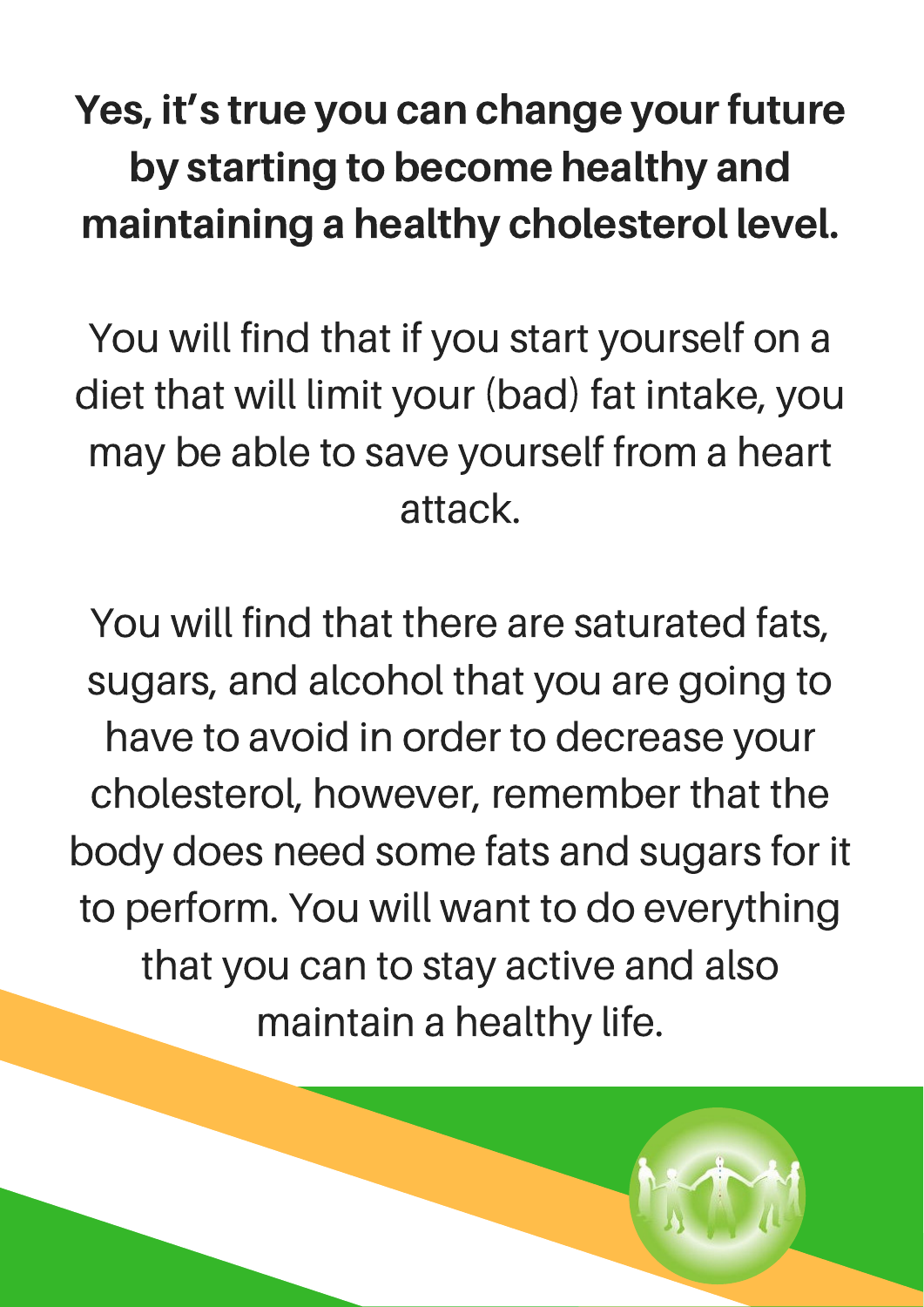**Yes, it's true you can change your future by starting to become healthy and maintaining a healthy cholesterol level.**

You will find that if you start yourself on a diet that will limit your (bad) fat intake, you may be able to save yourself from a heart attack.

You will find that there are saturated fats, sugars, and alcohol that you are going to have to avoid in order to decrease your cholesterol, however, remember that the body does need some fats and sugars for it to perform. You will want to do everything that you can to stay active and also maintain a healthy life.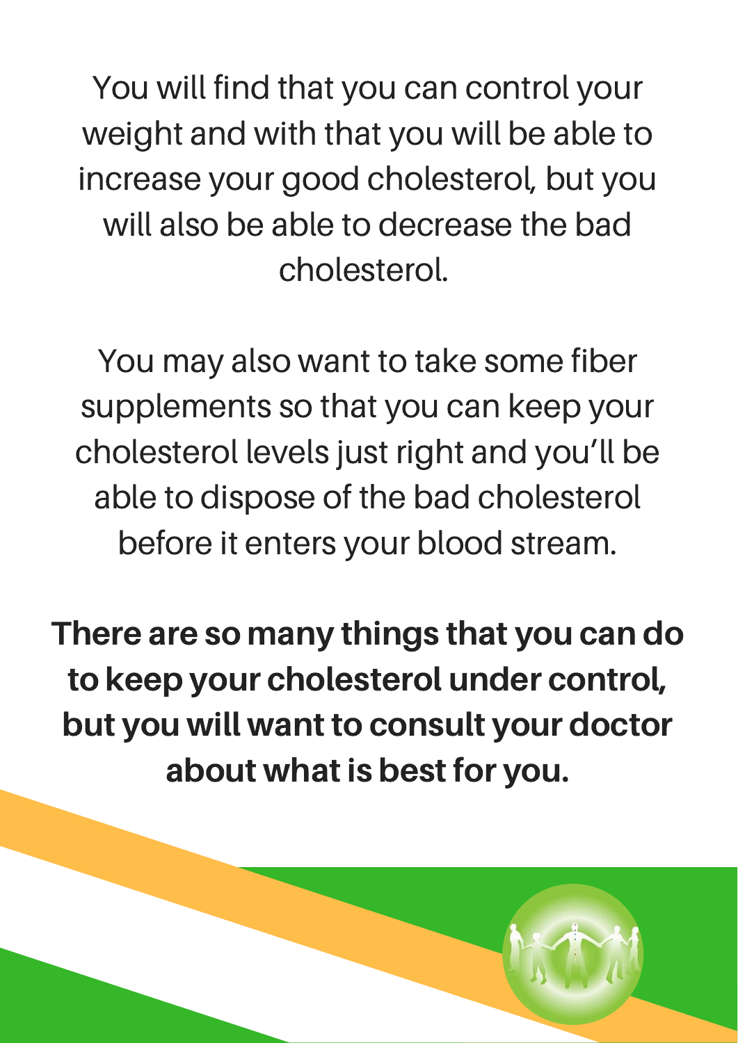You will find that you can control your weight and with that you will be able to increase your good cholesterol, but you will also be able to decrease the bad cholesterol.

You may also want to take some fiber supplements so that you can keep your cholesterol levels just right and you'll be able to dispose of the bad cholesterol before it enters your blood stream.

**There are so many things that you can do to keep your cholesterol under control, but you will want to consult your doctor about what is best for you.**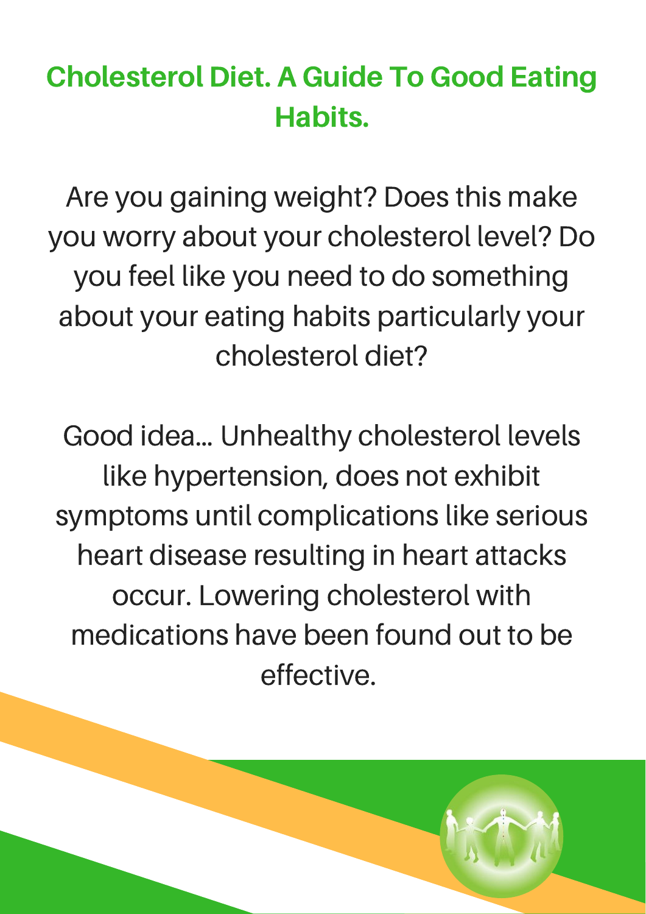# Cholesterol Diet. A Guide To Good Eating Habits.

Are you gaining weight? Does this make you worry about your cholesterol level? Do you feel like you need to do something about your eating habits particularly your cholesterol diet?

Good idea... Unhealthy cholesterol levels like hypertension, does not exhibit symptoms until complications like serious heart disease resulting in heart attacks occur. Lowering cholesterol with medications have been found out to be effective.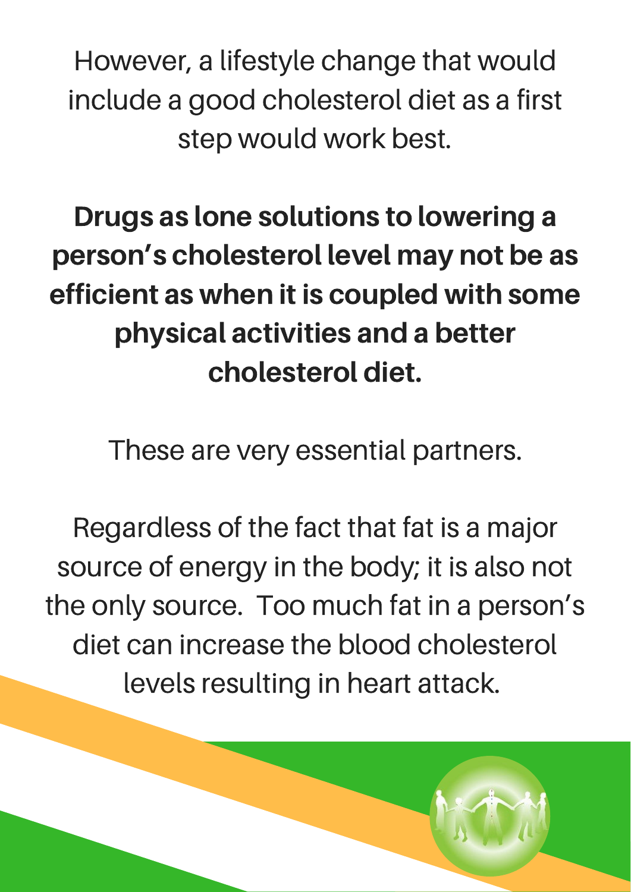However, a lifestyle change that would include a good cholesterol diet as a first step would work best.

**Drugs as lone solutions to lowering a person's cholesterol level may not be as efficient as when it is coupled with some physical activities and a better cholesterol diet.**

These are very essential partners.

Regardless of the fact that fat is a major source of energy in the body; it is also not the only source. Too much fat in a person's diet can increase the blood cholesterol levels resulting in heart attack.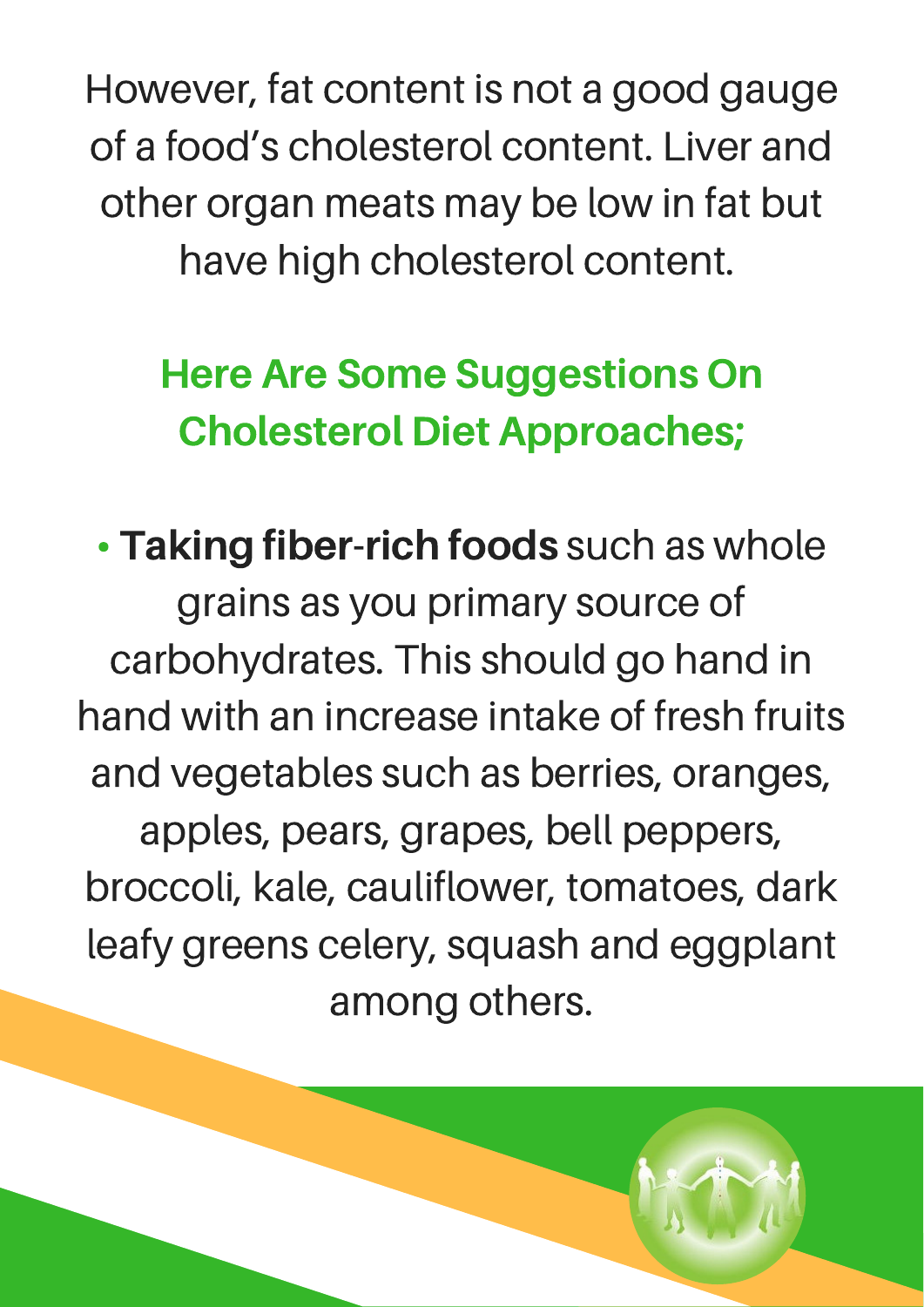However, fat content is not a good gauge of a food's cholesterol content. Liver and other organ meats may be low in fat but have high cholesterol content.

## Here Are Some Suggestions On Cholesterol Diet Approaches;

- **Taking fiber-rich foods** such as whole grains as you primary source of carbohydrates. This should go hand in hand with an increase intake of fresh fruits and vegetables such as berries, oranges, apples, pears, grapes, bell peppers, broccoli, kale, cauliflower, tomatoes, dark leafy greens celery, squash and eggplant among others.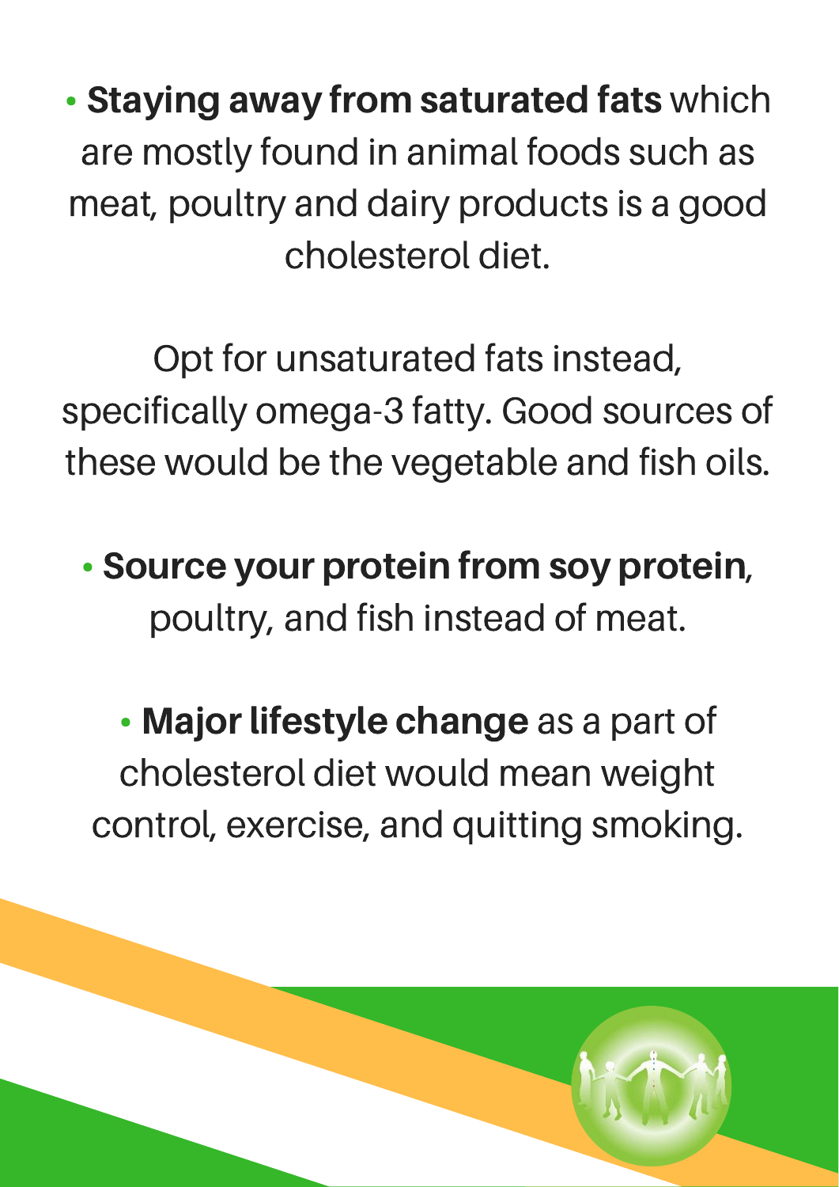- **Staying away from saturated fats** which are mostly found in animal foods such as meat, poultry and dairy products is a good cholesterol diet.

Opt for unsaturated fats instead, specifically omega-3 fatty. Good sources of these would be the vegetable and fish oils.

- **Source your protein from soy protein**, poultry, and fish instead of meat.

- **Major lifestyle change** as a part of cholesterol diet would mean weight control, exercise, and quitting smoking.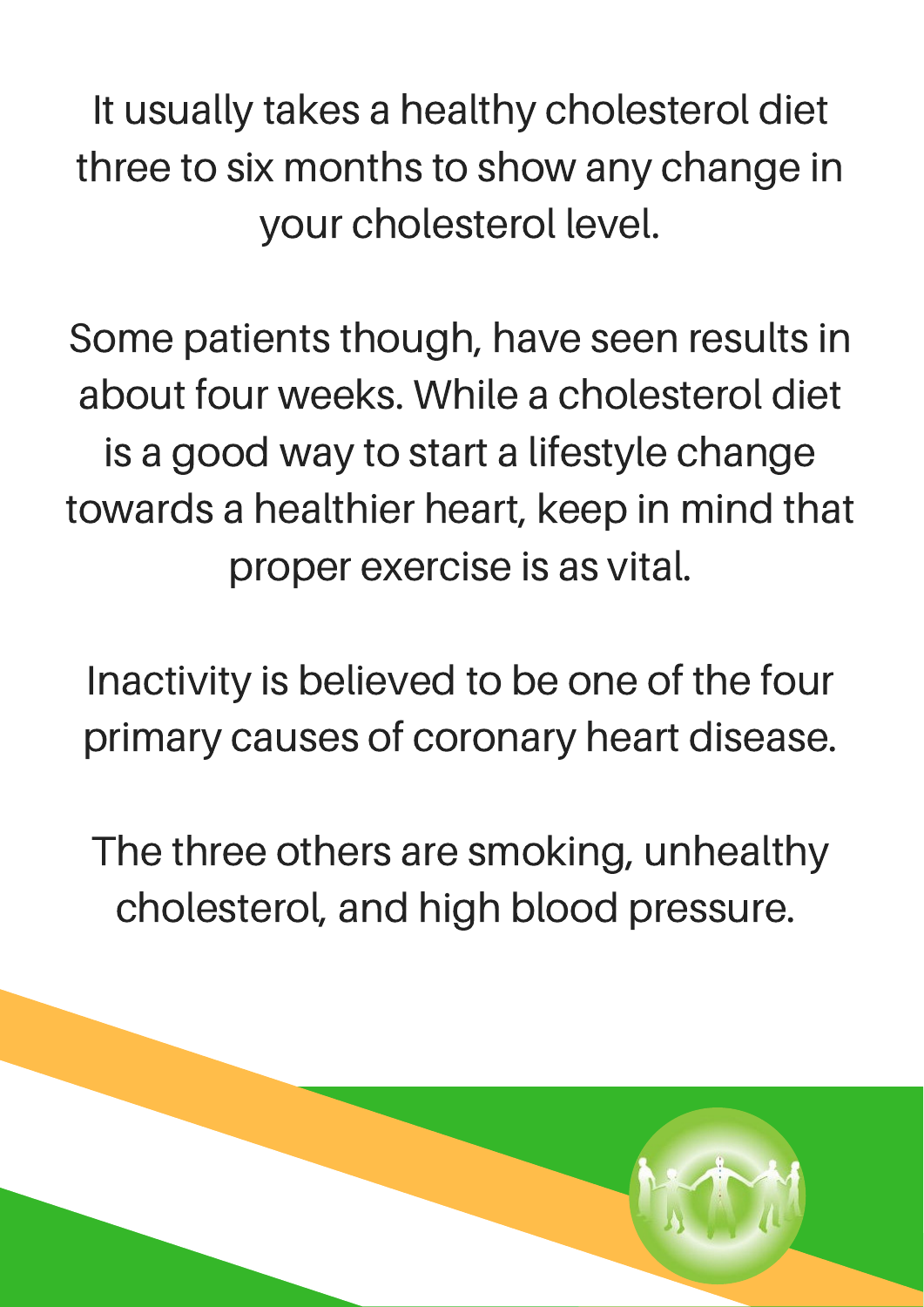It usually takes a healthy cholesterol diet three to six months to show any change in your cholesterol level.

Some patients though, have seen results in about four weeks. While a cholesterol diet is a good way to start a lifestyle change towards a healthier heart, keep in mind that proper exercise is as vital.

Inactivity is believed to be one of the four primary causes of coronary heart disease.

The three others are smoking, unhealthy cholesterol, and high blood pressure.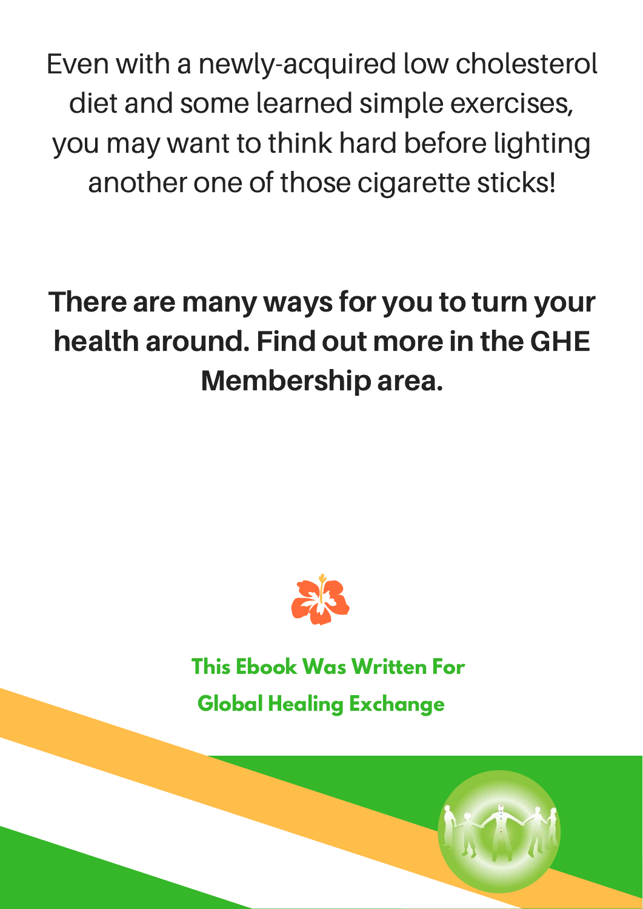Even with a newly-acquired low cholesterol diet and some learned simple exercises, you may want to think hard before lighting another one of those cigarette sticks!

**There are many ways for you to turn your health around. Find out more in the GHE Membership area.**

**This Ebook Was Written For**

**Global Healing Exchange**